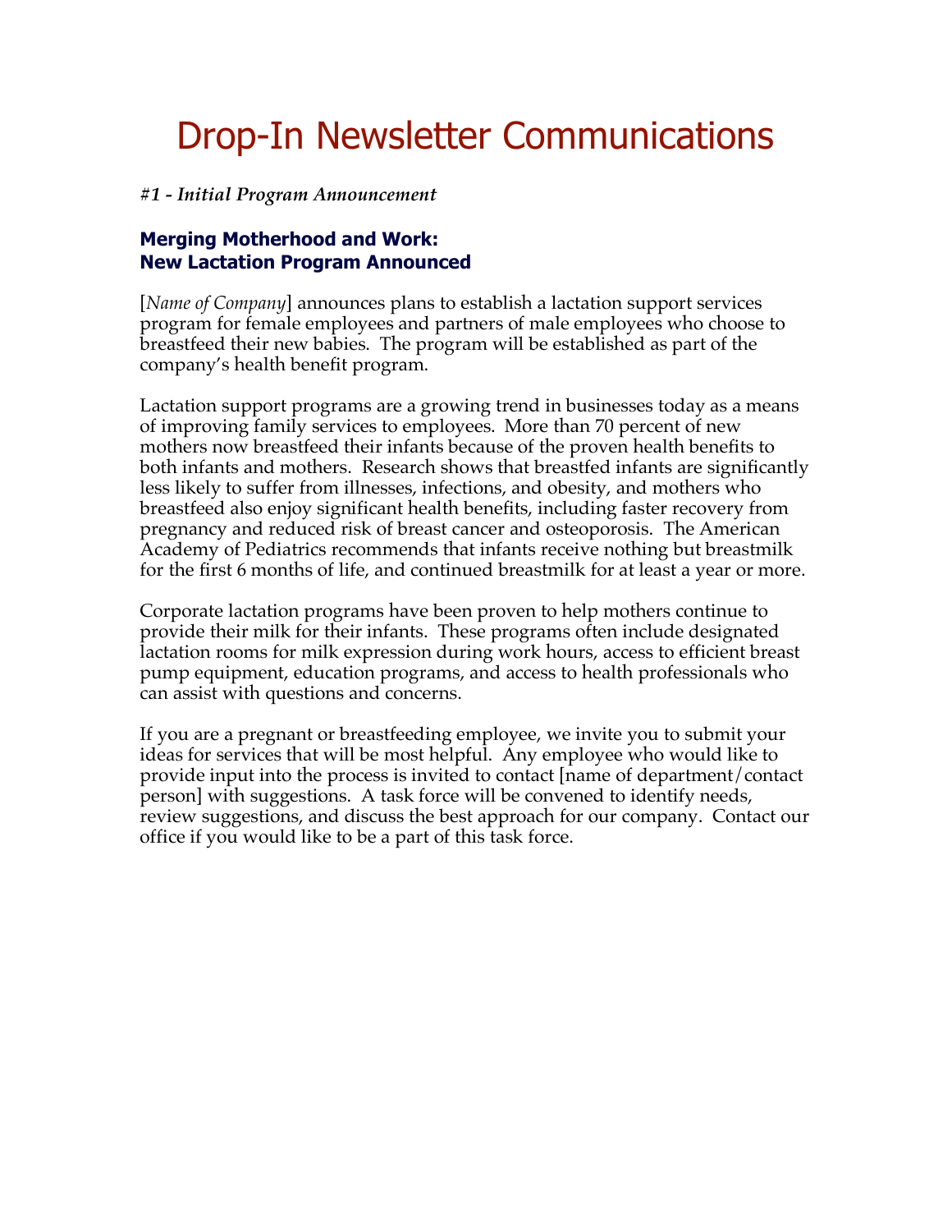# Drop-In Newsletter Communications

***#1 - Initial Program Announcement***

### Merging Motherhood and Work: New Lactation Program Announced

[*Name of Company*] announces plans to establish a lactation support services program for female employees and partners of male employees who choose to breastfeed their new babies. The program will be established as part of the company's health benefit program.

Lactation support programs are a growing trend in businesses today as a means of improving family services to employees. More than 70 percent of new mothers now breastfeed their infants because of the proven health benefits to both infants and mothers. Research shows that breastfed infants are significantly less likely to suffer from illnesses, infections, and obesity, and mothers who breastfeed also enjoy significant health benefits, including faster recovery from pregnancy and reduced risk of breast cancer and osteoporosis. The American Academy of Pediatrics recommends that infants receive nothing but breastmilk for the first 6 months of life, and continued breastmilk for at least a year or more.

Corporate lactation programs have been proven to help mothers continue to provide their milk for their infants. These programs often include designated lactation rooms for milk expression during work hours, access to efficient breast pump equipment, education programs, and access to health professionals who can assist with questions and concerns.

If you are a pregnant or breastfeeding employee, we invite you to submit your ideas for services that will be most helpful. Any employee who would like to provide input into the process is invited to contact [name of department/contact person] with suggestions. A task force will be convened to identify needs, review suggestions, and discuss the best approach for our company. Contact our office if you would like to be a part of this task force.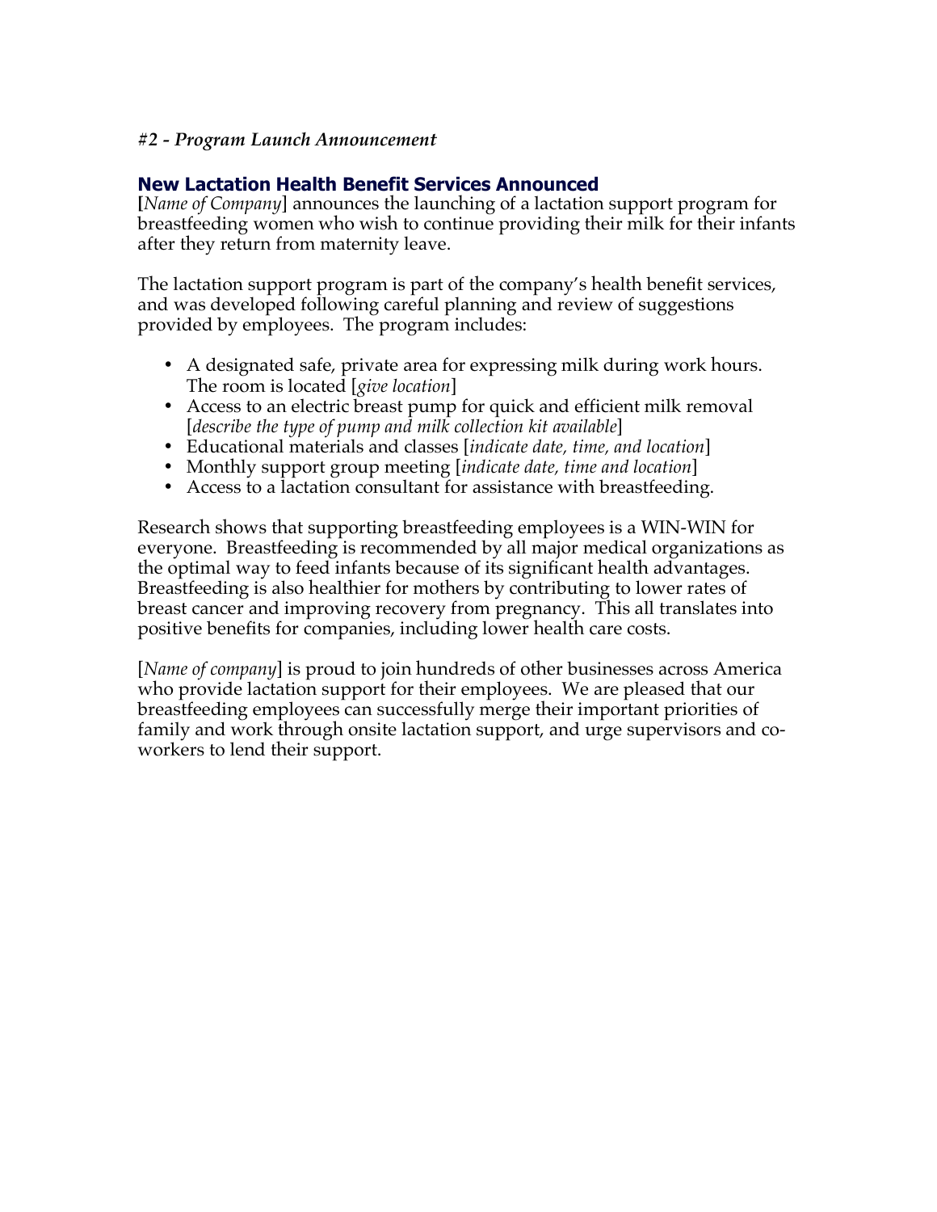*#2 - Program Launch Announcement*

## New Lactation Health Benefit Services Announced

[*Name of Company*] announces the launching of a lactation support program for breastfeeding women who wish to continue providing their milk for their infants after they return from maternity leave.

The lactation support program is part of the company's health benefit services, and was developed following careful planning and review of suggestions provided by employees. The program includes:

- A designated safe, private area for expressing milk during work hours. The room is located [*give location*]
- Access to an electric breast pump for quick and efficient milk removal [*describe the type of pump and milk collection kit available*]
- Educational materials and classes [*indicate date, time, and location*]
- Monthly support group meeting [*indicate date, time and location*]
- Access to a lactation consultant for assistance with breastfeeding.

Research shows that supporting breastfeeding employees is a WIN-WIN for everyone. Breastfeeding is recommended by all major medical organizations as the optimal way to feed infants because of its significant health advantages. Breastfeeding is also healthier for mothers by contributing to lower rates of breast cancer and improving recovery from pregnancy. This all translates into positive benefits for companies, including lower health care costs.

[*Name of company*] is proud to join hundreds of other businesses across America who provide lactation support for their employees. We are pleased that our breastfeeding employees can successfully merge their important priorities of family and work through onsite lactation support, and urge supervisors and co-workers to lend their support.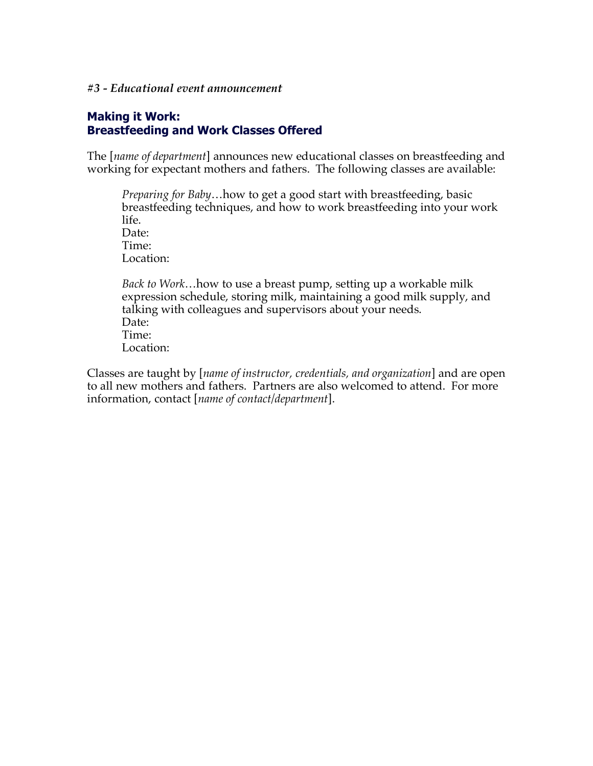*#3 - Educational event announcement*

## Making it Work: Breastfeeding and Work Classes Offered

The [*name of department*] announces new educational classes on breastfeeding and working for expectant mothers and fathers. The following classes are available:

> *Preparing for Baby*…how to get a good start with breastfeeding, basic breastfeeding techniques, and how to work breastfeeding into your work life.
> Date:
> Time:
> Location:
>
> *Back to Work*…how to use a breast pump, setting up a workable milk expression schedule, storing milk, maintaining a good milk supply, and talking with colleagues and supervisors about your needs.
> Date:
> Time:
> Location:

Classes are taught by [*name of instructor, credentials, and organization*] and are open to all new mothers and fathers. Partners are also welcomed to attend. For more information, contact [*name of contact/department*].